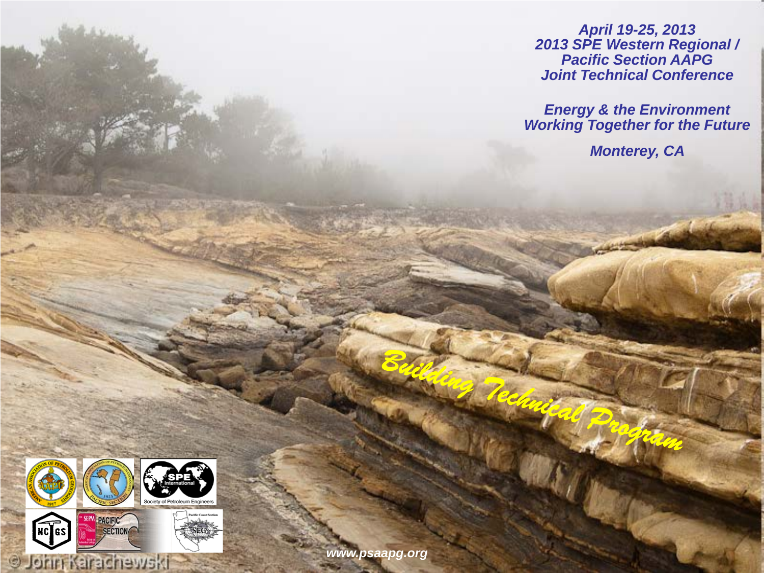***April 19-25, 2013***
***2013 SPE Western Regional /***
***Pacific Section AAPG***
***Joint Technical Conference***

***Energy & the Environment***
***Working Together for the Future***

***Monterey, CA***

*Building Technical Program*

© John Karachewski

*www.psaapg.org*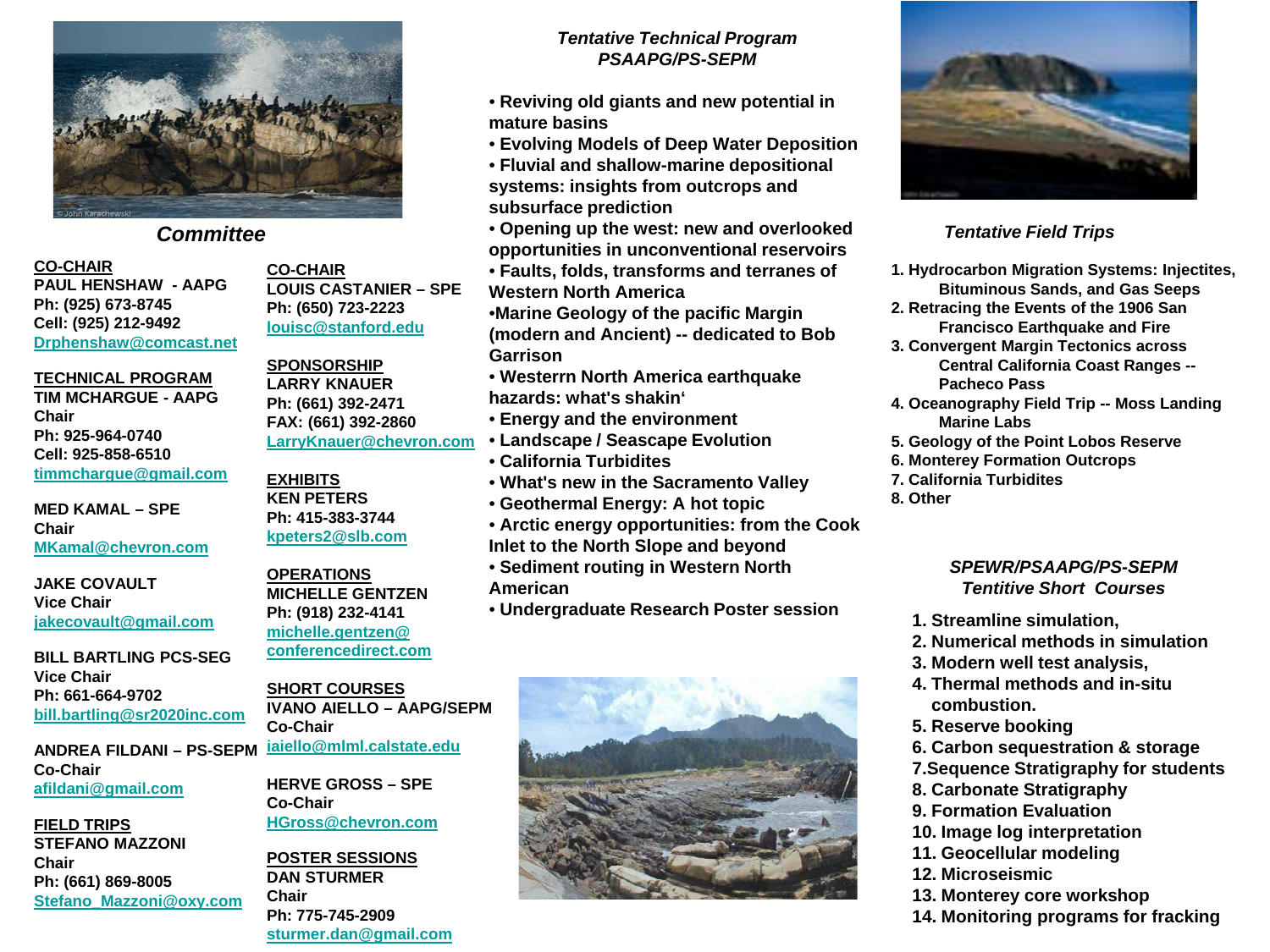## Committee

**CO-CHAIR**
**PAUL HENSHAW - AAPG**
**Ph: (925) 673-8745**
**Cell: (925) 212-9492**
Drphenshaw@comcast.net

**CO-CHAIR**
**LOUIS CASTANIER – SPE**
**Ph: (650) 723-2223**
louisc@stanford.edu

**TECHNICAL PROGRAM**
**TIM MCHARGUE - AAPG**
**Chair**
**Ph: 925-964-0740**
**Cell: 925-858-6510**
timmchargue@gmail.com

**MED KAMAL – SPE**
**Chair**
MKamal@chevron.com

**JAKE COVAULT**
**Vice Chair**
jakecovault@gmail.com

**BILL BARTLING PCS-SEG**
**Vice Chair**
**Ph: 661-664-9702**
bill.bartling@sr2020inc.com

**ANDREA FILDANI – PS-SEPM**
**Co-Chair**
afildani@gmail.com

**FIELD TRIPS**
**STEFANO MAZZONI**
**Chair**
**Ph: (661) 869-8005**
Stefano_Mazzoni@oxy.com

**SPONSORSHIP**
**LARRY KNAUER**
**Ph: (661) 392-2471**
**FAX: (661) 392-2860**
LarryKnauer@chevron.com

**EXHIBITS**
**KEN PETERS**
**Ph: 415-383-3744**
kpeters2@slb.com

**OPERATIONS**
**MICHELLE GENTZEN**
**Ph: (918) 232-4141**
michelle.gentzen@conferencedirect.com

**SHORT COURSES**
**IVANO AIELLO – AAPG/SEPM**
**Co-Chair**
iaiello@mlml.calstate.edu

**HERVE GROSS – SPE**
**Co-Chair**
HGross@chevron.com

**POSTER SESSIONS**
**DAN STURMER**
**Chair**
**Ph: 775-745-2909**
sturmer.dan@gmail.com

## *Tentative Technical Program PSAAPG/PS-SEPM*

- Reviving old giants and new potential in mature basins
- Evolving Models of Deep Water Deposition
- Fluvial and shallow-marine depositional systems: insights from outcrops and subsurface prediction
- Opening up the west: new and overlooked opportunities in unconventional reservoirs
- Faults, folds, transforms and terranes of Western North America
- Marine Geology of the pacific Margin (modern and Ancient) -- dedicated to Bob Garrison
- Westerrn North America earthquake hazards: what's shakin'
- Energy and the environment
- Landscape / Seascape Evolution
- California Turbidites
- What's new in the Sacramento Valley
- Geothermal Energy: A hot topic
- Arctic energy opportunities: from the Cook Inlet to the North Slope and beyond
- Sediment routing in Western North American
- Undergraduate Research Poster session

## *Tentative Field Trips*

1. Hydrocarbon Migration Systems: Injectites, Bituminous Sands, and Gas Seeps
2. Retracing the Events of the 1906 San Francisco Earthquake and Fire
3. Convergent Margin Tectonics across Central California Coast Ranges -- Pacheco Pass
4. Oceanography Field Trip -- Moss Landing Marine Labs
5. Geology of the Point Lobos Reserve
6. Monterey Formation Outcrops
7. California Turbidites
8. Other

## *SPEWR/PSAAPG/PS-SEPM Tentitive Short Courses*

1. Streamline simulation,
2. Numerical methods in simulation
3. Modern well test analysis,
4. Thermal methods and in-situ combustion.
5. Reserve booking
6. Carbon sequestration & storage
7. Sequence Stratigraphy for students
8. Carbonate Stratigraphy
9. Formation Evaluation
10. Image log interpretation
11. Geocellular modeling
12. Microseismic
13. Monterey core workshop
14. Monitoring programs for fracking